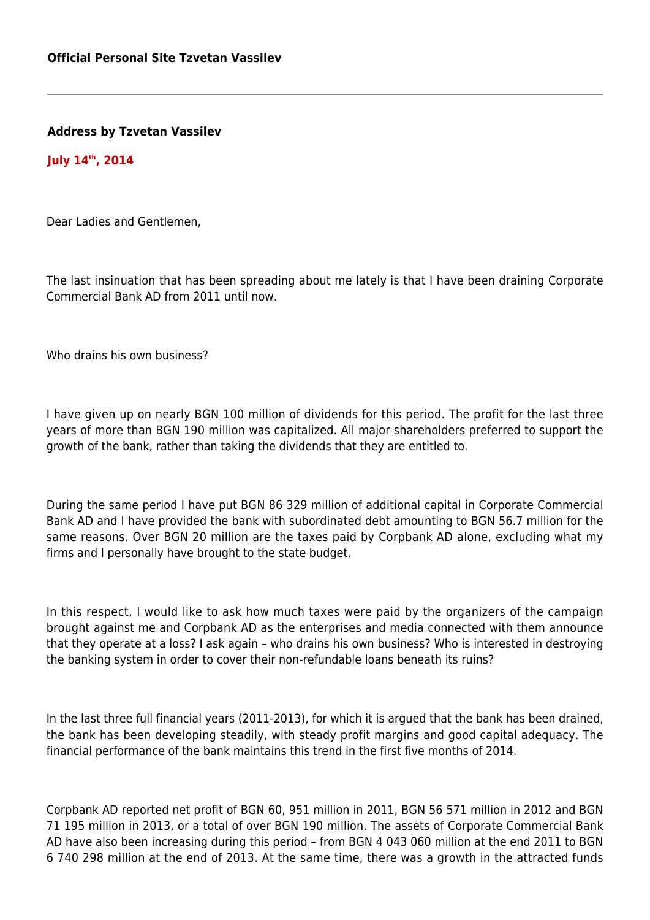**Official Personal Site Tzvetan Vassilev**

---

**Address by Tzvetan Vassilev**

**July 14th, 2014**

Dear Ladies and Gentlemen,

The last insinuation that has been spreading about me lately is that I have been draining Corporate Commercial Bank AD from 2011 until now.

Who drains his own business?

I have given up on nearly BGN 100 million of dividends for this period. The profit for the last three years of more than BGN 190 million was capitalized. All major shareholders preferred to support the growth of the bank, rather than taking the dividends that they are entitled to.

During the same period I have put BGN 86 329 million of additional capital in Corporate Commercial Bank AD and I have provided the bank with subordinated debt amounting to BGN 56.7 million for the same reasons. Over BGN 20 million are the taxes paid by Corpbank AD alone, excluding what my firms and I personally have brought to the state budget.

In this respect, I would like to ask how much taxes were paid by the organizers of the campaign brought against me and Corpbank AD as the enterprises and media connected with them announce that they operate at a loss? I ask again – who drains his own business? Who is interested in destroying the banking system in order to cover their non-refundable loans beneath its ruins?

In the last three full financial years (2011-2013), for which it is argued that the bank has been drained, the bank has been developing steadily, with steady profit margins and good capital adequacy. The financial performance of the bank maintains this trend in the first five months of 2014.

Corpbank AD reported net profit of BGN 60, 951 million in 2011, BGN 56 571 million in 2012 and BGN 71 195 million in 2013, or a total of over BGN 190 million. The assets of Corporate Commercial Bank AD have also been increasing during this period – from BGN 4 043 060 million at the end 2011 to BGN 6 740 298 million at the end of 2013. At the same time, there was a growth in the attracted funds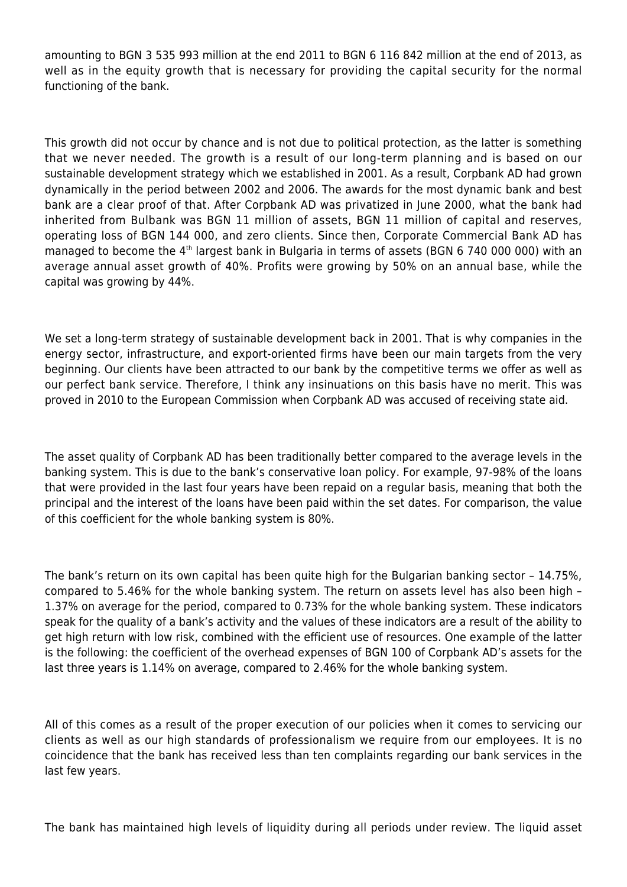amounting to BGN 3 535 993 million at the end 2011 to BGN 6 116 842 million at the end of 2013, as well as in the equity growth that is necessary for providing the capital security for the normal functioning of the bank.

This growth did not occur by chance and is not due to political protection, as the latter is something that we never needed. The growth is a result of our long-term planning and is based on our sustainable development strategy which we established in 2001. As a result, Corpbank AD had grown dynamically in the period between 2002 and 2006. The awards for the most dynamic bank and best bank are a clear proof of that. After Corpbank AD was privatized in June 2000, what the bank had inherited from Bulbank was BGN 11 million of assets, BGN 11 million of capital and reserves, operating loss of BGN 144 000, and zero clients. Since then, Corporate Commercial Bank AD has managed to become the 4th largest bank in Bulgaria in terms of assets (BGN 6 740 000 000) with an average annual asset growth of 40%. Profits were growing by 50% on an annual base, while the capital was growing by 44%.

We set a long-term strategy of sustainable development back in 2001. That is why companies in the energy sector, infrastructure, and export-oriented firms have been our main targets from the very beginning. Our clients have been attracted to our bank by the competitive terms we offer as well as our perfect bank service. Therefore, I think any insinuations on this basis have no merit. This was proved in 2010 to the European Commission when Corpbank AD was accused of receiving state aid.

The asset quality of Corpbank AD has been traditionally better compared to the average levels in the banking system. This is due to the bank's conservative loan policy. For example, 97-98% of the loans that were provided in the last four years have been repaid on a regular basis, meaning that both the principal and the interest of the loans have been paid within the set dates. For comparison, the value of this coefficient for the whole banking system is 80%.

The bank's return on its own capital has been quite high for the Bulgarian banking sector – 14.75%, compared to 5.46% for the whole banking system. The return on assets level has also been high – 1.37% on average for the period, compared to 0.73% for the whole banking system. These indicators speak for the quality of a bank's activity and the values of these indicators are a result of the ability to get high return with low risk, combined with the efficient use of resources. One example of the latter is the following: the coefficient of the overhead expenses of BGN 100 of Corpbank AD's assets for the last three years is 1.14% on average, compared to 2.46% for the whole banking system.

All of this comes as a result of the proper execution of our policies when it comes to servicing our clients as well as our high standards of professionalism we require from our employees. It is no coincidence that the bank has received less than ten complaints regarding our bank services in the last few years.

The bank has maintained high levels of liquidity during all periods under review. The liquid asset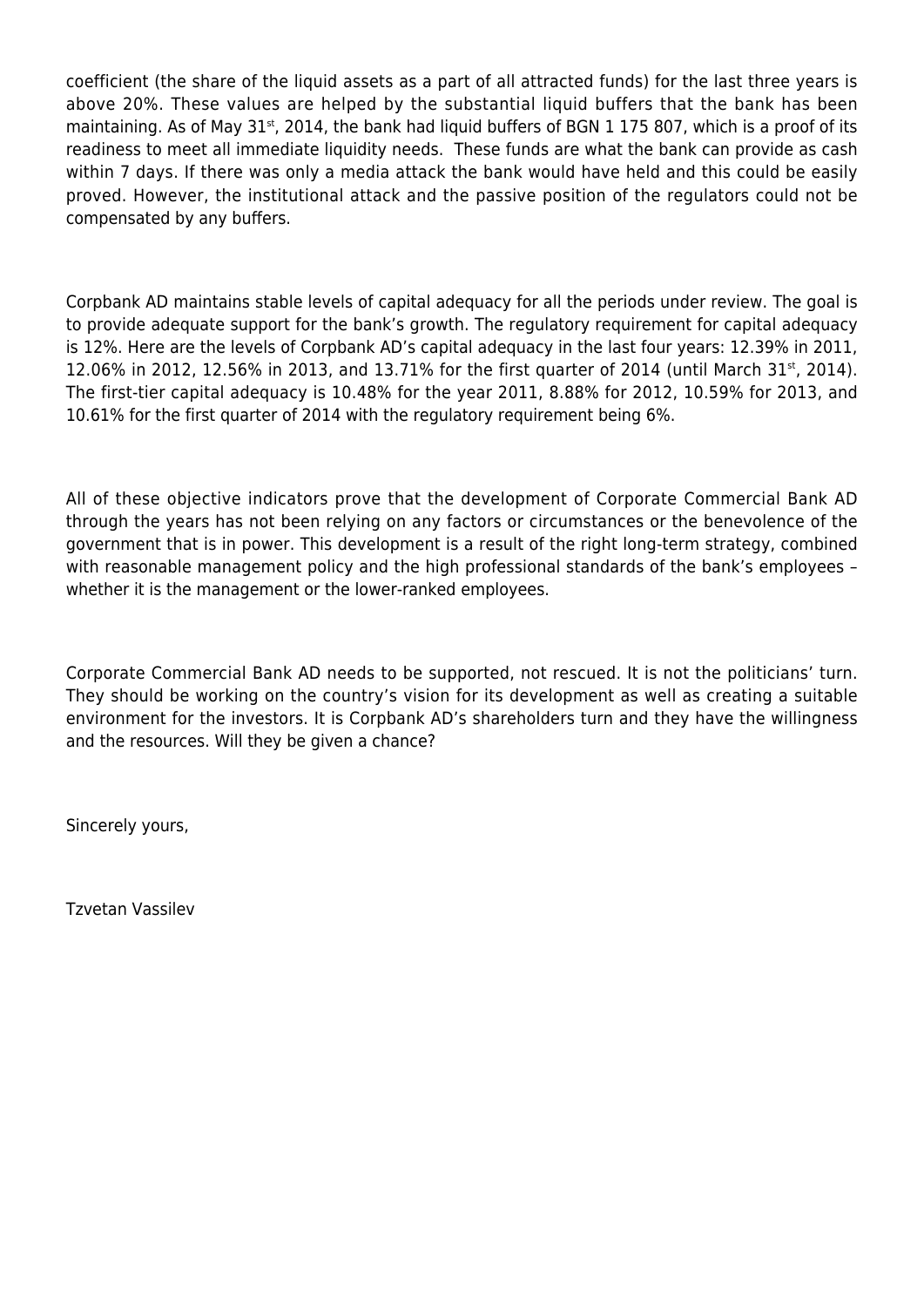coefficient (the share of the liquid assets as a part of all attracted funds) for the last three years is above 20%. These values are helped by the substantial liquid buffers that the bank has been maintaining. As of May 31st, 2014, the bank had liquid buffers of BGN 1 175 807, which is a proof of its readiness to meet all immediate liquidity needs. These funds are what the bank can provide as cash within 7 days. If there was only a media attack the bank would have held and this could be easily proved. However, the institutional attack and the passive position of the regulators could not be compensated by any buffers.

Corpbank AD maintains stable levels of capital adequacy for all the periods under review. The goal is to provide adequate support for the bank's growth. The regulatory requirement for capital adequacy is 12%. Here are the levels of Corpbank AD's capital adequacy in the last four years: 12.39% in 2011, 12.06% in 2012, 12.56% in 2013, and 13.71% for the first quarter of 2014 (until March 31st, 2014). The first-tier capital adequacy is 10.48% for the year 2011, 8.88% for 2012, 10.59% for 2013, and 10.61% for the first quarter of 2014 with the regulatory requirement being 6%.

All of these objective indicators prove that the development of Corporate Commercial Bank AD through the years has not been relying on any factors or circumstances or the benevolence of the government that is in power. This development is a result of the right long-term strategy, combined with reasonable management policy and the high professional standards of the bank's employees – whether it is the management or the lower-ranked employees.

Corporate Commercial Bank AD needs to be supported, not rescued. It is not the politicians' turn. They should be working on the country's vision for its development as well as creating a suitable environment for the investors. It is Corpbank AD's shareholders turn and they have the willingness and the resources. Will they be given a chance?

Sincerely yours,

Tzvetan Vassilev